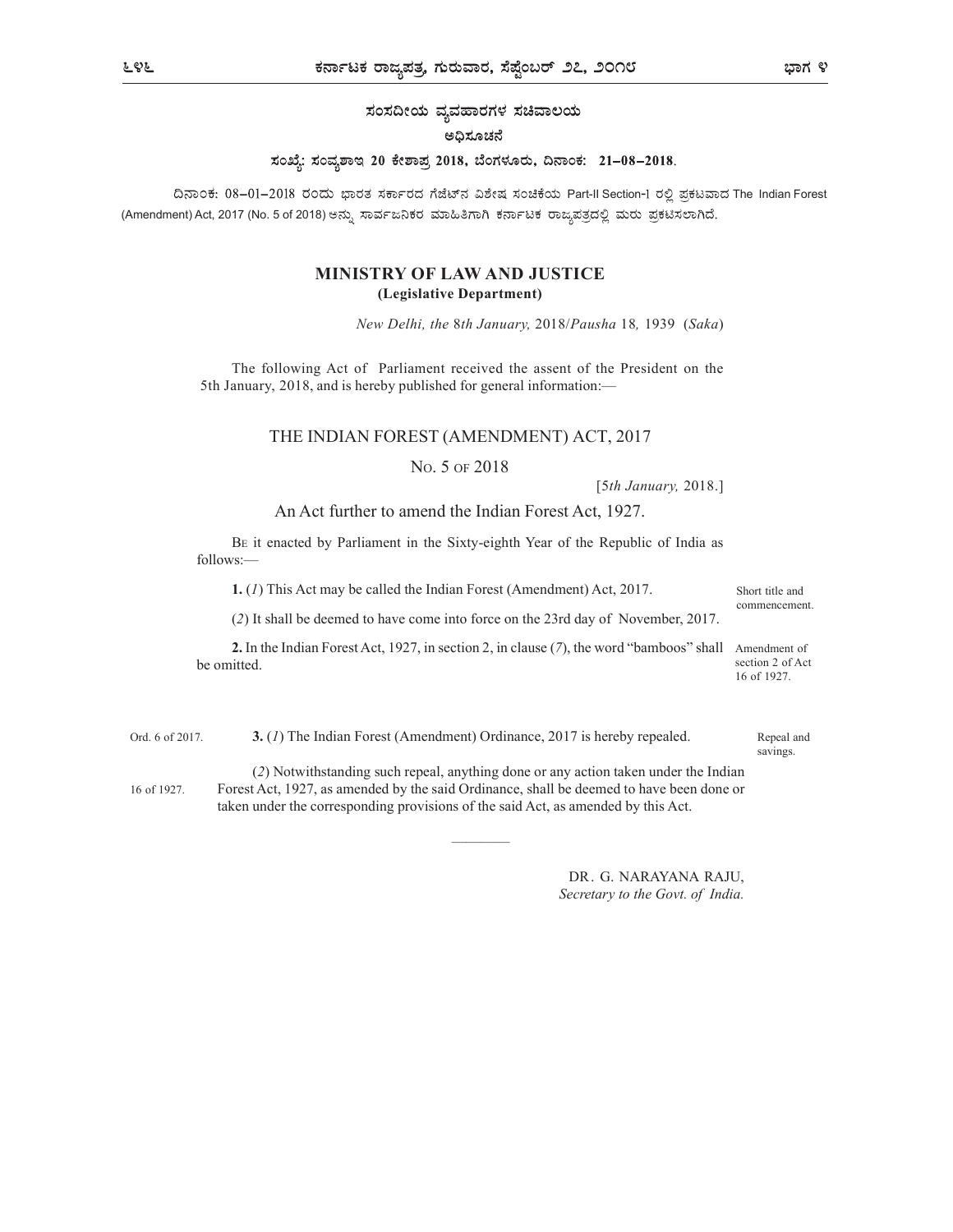## ಸಂಸದೀಯ ವ್ಯವಹಾರಗಳ ಸಚಿವಾಲಯ

### ಅಧಿಸೂಚನೆ

**ಸಂಖ್ಯೆ: ಸಂವ್ಯಶಾಇ 20 ಕೇಶಾಪ್ರ 2018, ಬೆಂಗಳೂರು, ದಿನಾಂಕ: 21–08–2018.**

ದಿನಾಂಕ: 08–01–2018 ರಂದು ಭಾರತ ಸರ್ಕಾರದ ಗೆಜೆಟ್‌ನ ವಿಶೇಷ ಸಂಚಿಕೆಯ Part-II Section-I ರಲ್ಲಿ ಪ್ರಕಟವಾದ The Indian Forest (Amendment) Act, 2017 (No. 5 of 2018) ಅನ್ನು ಸಾರ್ವಜನಿಕರ ಮಾಹಿತಿಗಾಗಿ ಕರ್ನಾಟಕ ರಾಜ್ಯಪತ್ರದಲ್ಲಿ ಮರು ಪ್ರಕಟಿಸಲಾಗಿದೆ.

## MINISTRY OF LAW AND JUSTICE
**(Legislative Department)**

*New Delhi, the 8th January,* 2018/*Pausha* 18*,* 1939 (*Saka*)

The following Act of Parliament received the assent of the President on the 5th January, 2018, and is hereby published for general information:—

## THE INDIAN FOREST (AMENDMENT) ACT, 2017

NO. 5 OF 2018

[5*th January,* 2018.]

An Act further to amend the Indian Forest Act, 1927.

BE it enacted by Parliament in the Sixty-eighth Year of the Republic of India as follows:—

Short title and commencement.

**1.** (*1*) This Act may be called the Indian Forest (Amendment) Act, 2017.

(*2*) It shall be deemed to have come into force on the 23rd day of November, 2017.

Amendment of section 2 of Act 16 of 1927.

**2.** In the Indian Forest Act, 1927, in section 2, in clause (*7*), the word "bamboos" shall be omitted.

Repeal and savings.

Ord. 6 of 2017.

**3.** (*1*) The Indian Forest (Amendment) Ordinance, 2017 is hereby repealed.

16 of 1927.

(*2*) Notwithstanding such repeal, anything done or any action taken under the Indian Forest Act, 1927, as amended by the said Ordinance, shall be deemed to have been done or taken under the corresponding provisions of the said Act, as amended by this Act.

————

DR. G. NARAYANA RAJU,
*Secretary to the Govt. of India.*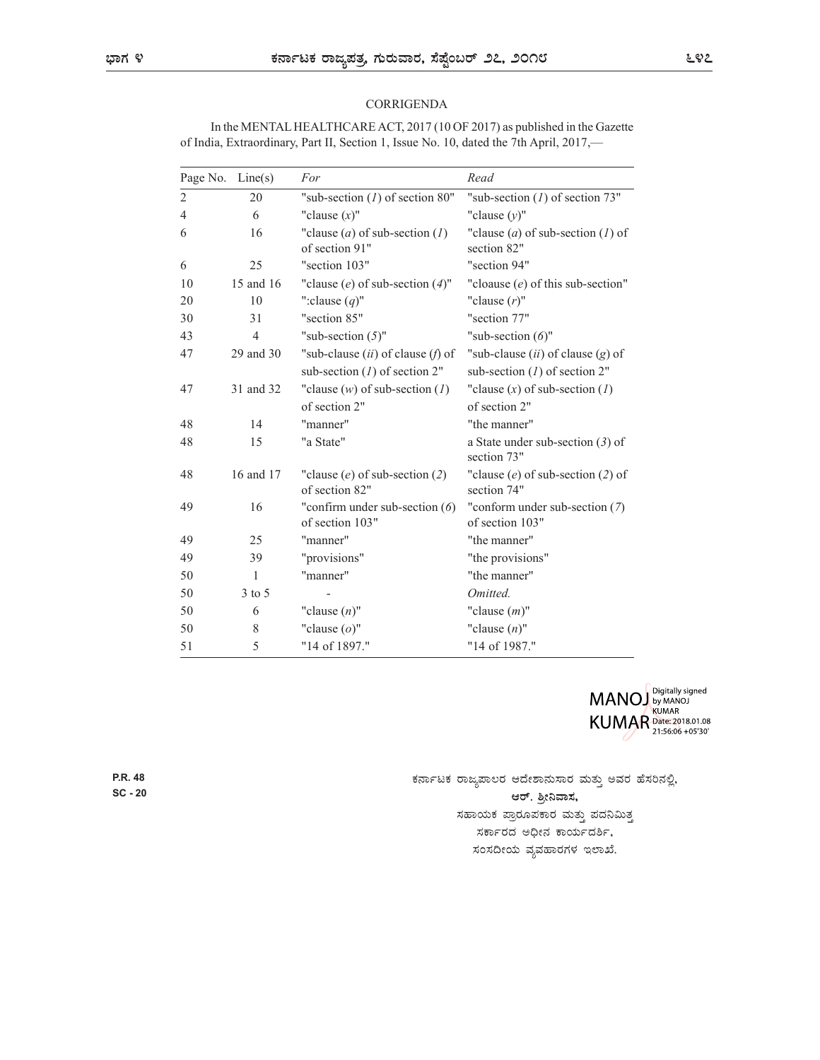## CORRIGENDA

In the MENTAL HEALTHCARE ACT, 2017 (10 OF 2017) as published in the Gazette of India, Extraordinary, Part II, Section 1, Issue No. 10, dated the 7th April, 2017,—

| Page No. | Line(s) | *For* | *Read* |
|---|---|---|---|
| 2 | 20 | "sub-section (*1*) of section 80" | "sub-section (*1*) of section 73" |
| 4 | 6 | "clause (*x*)" | "clause (*y*)" |
| 6 | 16 | "clause (*a*) of sub-section (*1*) of section 91" | "clause (*a*) of sub-section (*1*) of section 82" |
| 6 | 25 | "section 103" | "section 94" |
| 10 | 15 and 16 | "clause (*e*) of sub-section (*4*)" | "cloause (*e*) of this sub-section" |
| 20 | 10 | ":clause (*q*)" | "clause (*r*)" |
| 30 | 31 | "section 85" | "section 77" |
| 43 | 4 | "sub-section (*5*)" | "sub-section (*6*)" |
| 47 | 29 and 30 | "sub-clause (*ii*) of clause (*f*) of sub-section (*1*) of section 2" | "sub-clause (*ii*) of clause (*g*) of sub-section (*1*) of section 2" |
| 47 | 31 and 32 | "clause (*w*) of sub-section (*1*) of section 2" | "clause (*x*) of sub-section (*1*) of section 2" |
| 48 | 14 | "manner" | "the manner" |
| 48 | 15 | "a State" | a State under sub-section (*3*) of section 73" |
| 48 | 16 and 17 | "clause (*e*) of sub-section (*2*) of section 82" | "clause (*e*) of sub-section (*2*) of section 74" |
| 49 | 16 | "confirm under sub-section (*6*) of section 103" | "conform under sub-section (*7*) of section 103" |
| 49 | 25 | "manner" | "the manner" |
| 49 | 39 | "provisions" | "the provisions" |
| 50 | 1 | "manner" | "the manner" |
| 50 | 3 to 5 | - | *Omitted.* |
| 50 | 6 | "clause (*n*)" | "clause (*m*)" |
| 50 | 8 | "clause (*o*)" | "clause (*n*)" |
| 51 | 5 | "14 of 1897." | "14 of 1987." |

MANOJ KUMAR — Digitally signed by MANOJ KUMAR, Date: 2018.01.08 21:56:06 +05'30'

**P.R. 48**
**SC - 20**

ಕರ್ನಾಟಕ ರಾಜ್ಯಪಾಲರ ಆದೇಶಾನುಸಾರ ಮತ್ತು ಅವರ ಹೆಸರಿನಲ್ಲಿ,
**ಆರ್. ಶ್ರೀನಿವಾಸ,**
ಸಹಾಯಕ ಪ್ರಾರೂಪಕಾರ ಮತ್ತು ಪದನಿಮಿತ್ತ
ಸರ್ಕಾರದ ಅಧೀನ ಕಾರ್ಯದರ್ಶಿ,
ಸಂಸದೀಯ ವ್ಯವಹಾರಗಳ ಇಲಾಖೆ.